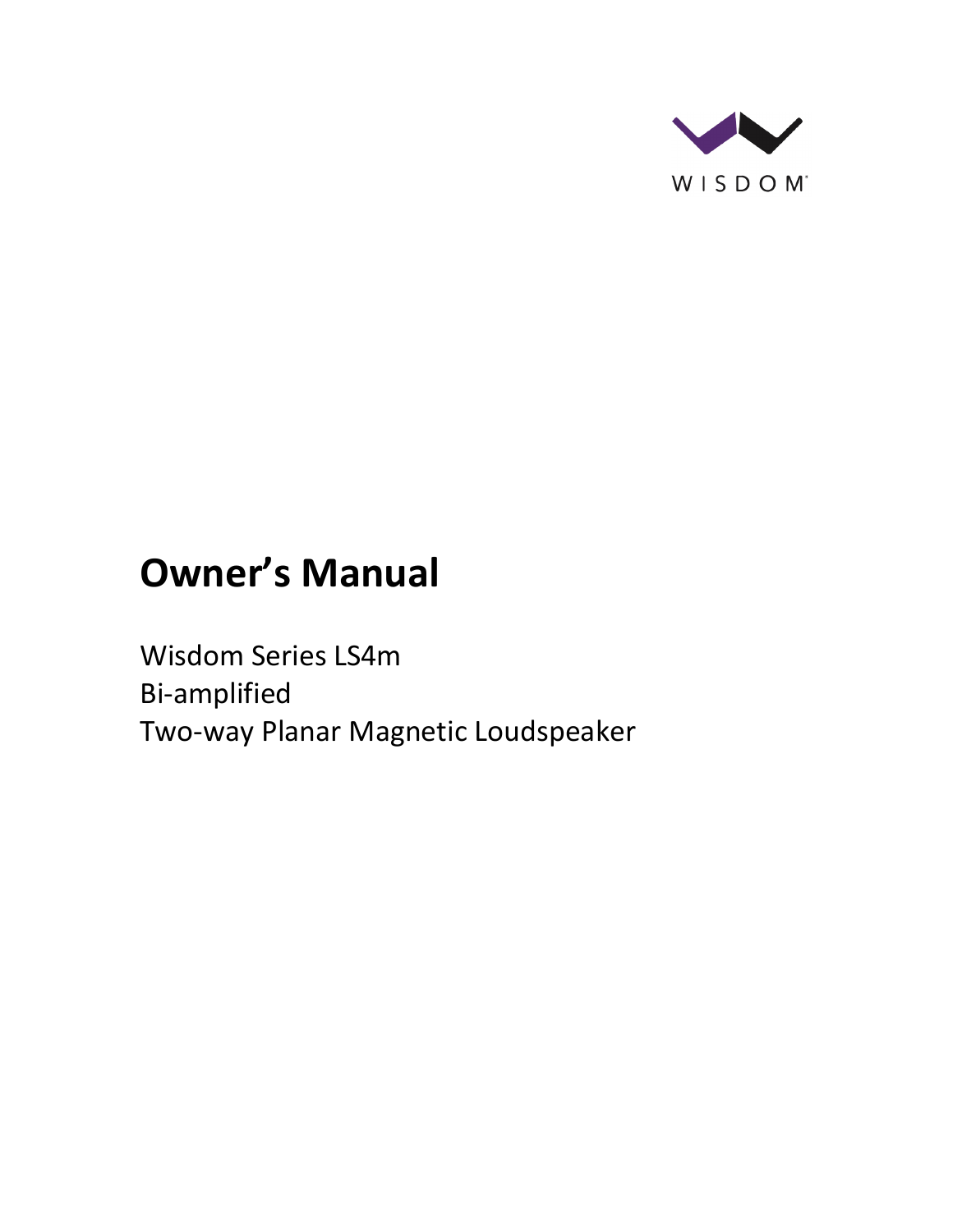WISDOM

# Owner's Manual

Wisdom Series LS4m
Bi-amplified
Two-way Planar Magnetic Loudspeaker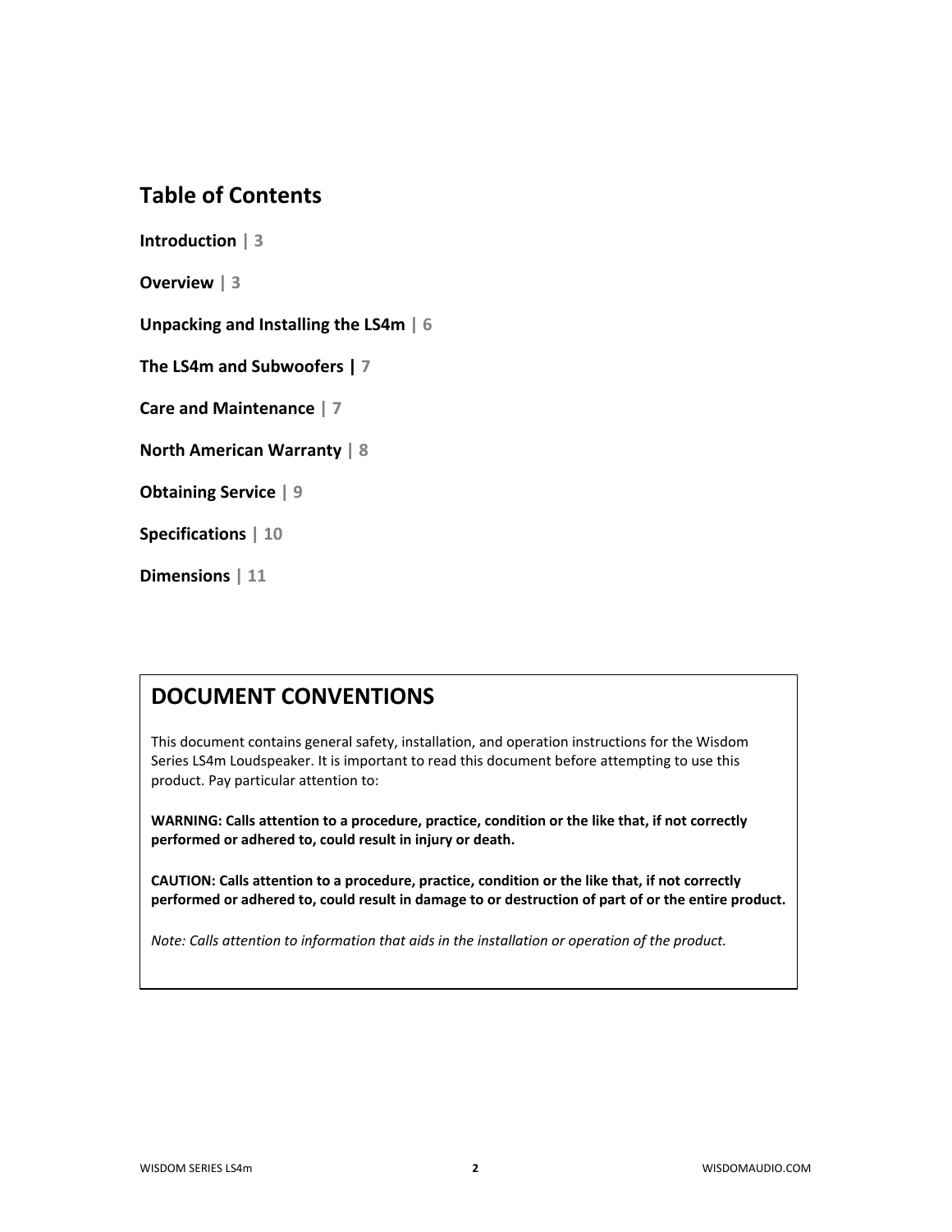## Table of Contents

**Introduction** | 3

**Overview** | 3

**Unpacking and Installing the LS4m** | 6

**The LS4m and Subwoofers** | 7

**Care and Maintenance** | 7

**North American Warranty** | 8

**Obtaining Service** | 9

**Specifications** | 10

**Dimensions** | 11

## DOCUMENT CONVENTIONS

This document contains general safety, installation, and operation instructions for the Wisdom Series LS4m Loudspeaker. It is important to read this document before attempting to use this product. Pay particular attention to:

**WARNING: Calls attention to a procedure, practice, condition or the like that, if not correctly performed or adhered to, could result in injury or death.**

**CAUTION: Calls attention to a procedure, practice, condition or the like that, if not correctly performed or adhered to, could result in damage to or destruction of part of or the entire product.**

*Note: Calls attention to information that aids in the installation or operation of the product.*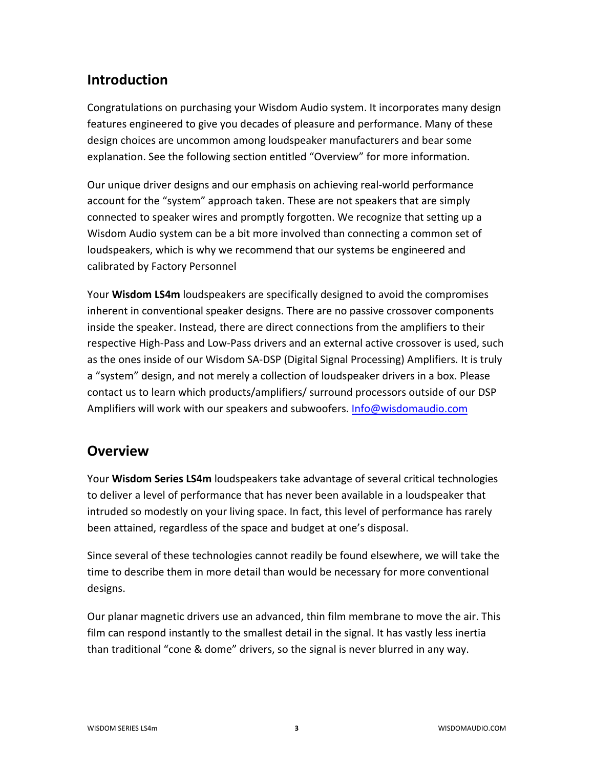## Introduction

Congratulations on purchasing your Wisdom Audio system. It incorporates many design features engineered to give you decades of pleasure and performance. Many of these design choices are uncommon among loudspeaker manufacturers and bear some explanation. See the following section entitled "Overview" for more information.

Our unique driver designs and our emphasis on achieving real-world performance account for the "system" approach taken. These are not speakers that are simply connected to speaker wires and promptly forgotten. We recognize that setting up a Wisdom Audio system can be a bit more involved than connecting a common set of loudspeakers, which is why we recommend that our systems be engineered and calibrated by Factory Personnel

Your **Wisdom LS4m** loudspeakers are specifically designed to avoid the compromises inherent in conventional speaker designs. There are no passive crossover components inside the speaker. Instead, there are direct connections from the amplifiers to their respective High-Pass and Low-Pass drivers and an external active crossover is used, such as the ones inside of our Wisdom SA-DSP (Digital Signal Processing) Amplifiers. It is truly a "system" design, and not merely a collection of loudspeaker drivers in a box. Please contact us to learn which products/amplifiers/ surround processors outside of our DSP Amplifiers will work with our speakers and subwoofers. [Info@wisdomaudio.com](mailto:Info@wisdomaudio.com)

## Overview

Your **Wisdom Series LS4m** loudspeakers take advantage of several critical technologies to deliver a level of performance that has never been available in a loudspeaker that intruded so modestly on your living space. In fact, this level of performance has rarely been attained, regardless of the space and budget at one's disposal.

Since several of these technologies cannot readily be found elsewhere, we will take the time to describe them in more detail than would be necessary for more conventional designs.

Our planar magnetic drivers use an advanced, thin film membrane to move the air. This film can respond instantly to the smallest detail in the signal. It has vastly less inertia than traditional "cone & dome" drivers, so the signal is never blurred in any way.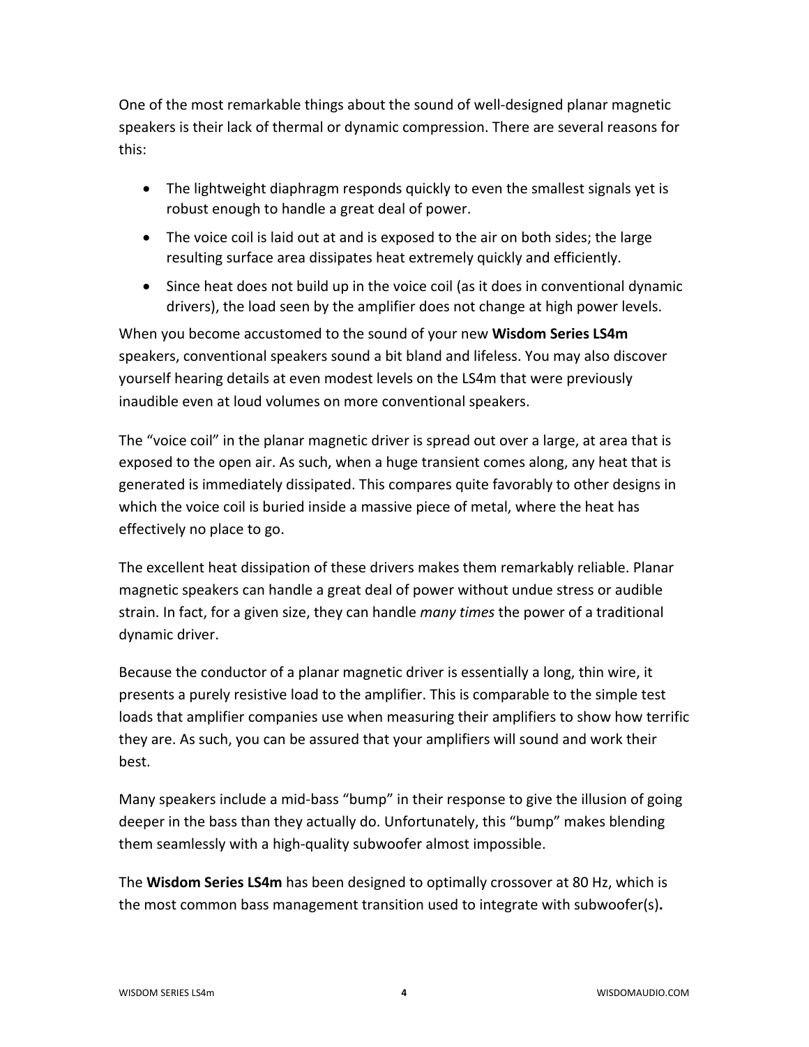One of the most remarkable things about the sound of well-designed planar magnetic speakers is their lack of thermal or dynamic compression. There are several reasons for this:

- The lightweight diaphragm responds quickly to even the smallest signals yet is robust enough to handle a great deal of power.
- The voice coil is laid out at and is exposed to the air on both sides; the large resulting surface area dissipates heat extremely quickly and efficiently.
- Since heat does not build up in the voice coil (as it does in conventional dynamic drivers), the load seen by the amplifier does not change at high power levels.

When you become accustomed to the sound of your new **Wisdom Series LS4m** speakers, conventional speakers sound a bit bland and lifeless. You may also discover yourself hearing details at even modest levels on the LS4m that were previously inaudible even at loud volumes on more conventional speakers.

The "voice coil" in the planar magnetic driver is spread out over a large, at area that is exposed to the open air. As such, when a huge transient comes along, any heat that is generated is immediately dissipated. This compares quite favorably to other designs in which the voice coil is buried inside a massive piece of metal, where the heat has effectively no place to go.

The excellent heat dissipation of these drivers makes them remarkably reliable. Planar magnetic speakers can handle a great deal of power without undue stress or audible strain. In fact, for a given size, they can handle *many times* the power of a traditional dynamic driver.

Because the conductor of a planar magnetic driver is essentially a long, thin wire, it presents a purely resistive load to the amplifier. This is comparable to the simple test loads that amplifier companies use when measuring their amplifiers to show how terrific they are. As such, you can be assured that your amplifiers will sound and work their best.

Many speakers include a mid-bass "bump" in their response to give the illusion of going deeper in the bass than they actually do. Unfortunately, this "bump" makes blending them seamlessly with a high-quality subwoofer almost impossible.

The **Wisdom Series LS4m** has been designed to optimally crossover at 80 Hz, which is the most common bass management transition used to integrate with subwoofer(s)**.**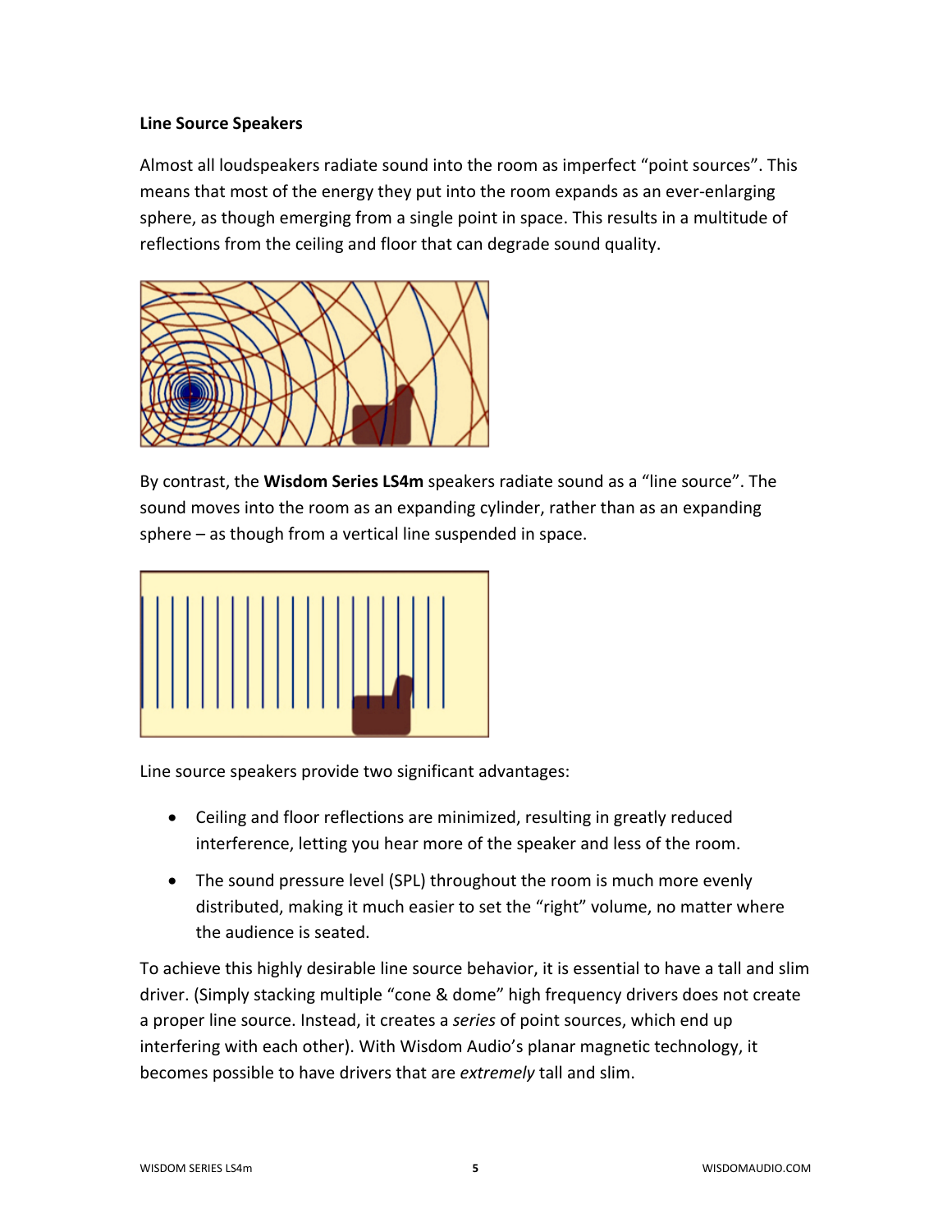**Line Source Speakers**

Almost all loudspeakers radiate sound into the room as imperfect "point sources". This means that most of the energy they put into the room expands as an ever-enlarging sphere, as though emerging from a single point in space. This results in a multitude of reflections from the ceiling and floor that can degrade sound quality.

By contrast, the **Wisdom Series LS4m** speakers radiate sound as a "line source". The sound moves into the room as an expanding cylinder, rather than as an expanding sphere – as though from a vertical line suspended in space.

Line source speakers provide two significant advantages:

- Ceiling and floor reflections are minimized, resulting in greatly reduced interference, letting you hear more of the speaker and less of the room.
- The sound pressure level (SPL) throughout the room is much more evenly distributed, making it much easier to set the "right" volume, no matter where the audience is seated.

To achieve this highly desirable line source behavior, it is essential to have a tall and slim driver. (Simply stacking multiple "cone & dome" high frequency drivers does not create a proper line source. Instead, it creates a *series* of point sources, which end up interfering with each other). With Wisdom Audio's planar magnetic technology, it becomes possible to have drivers that are *extremely* tall and slim.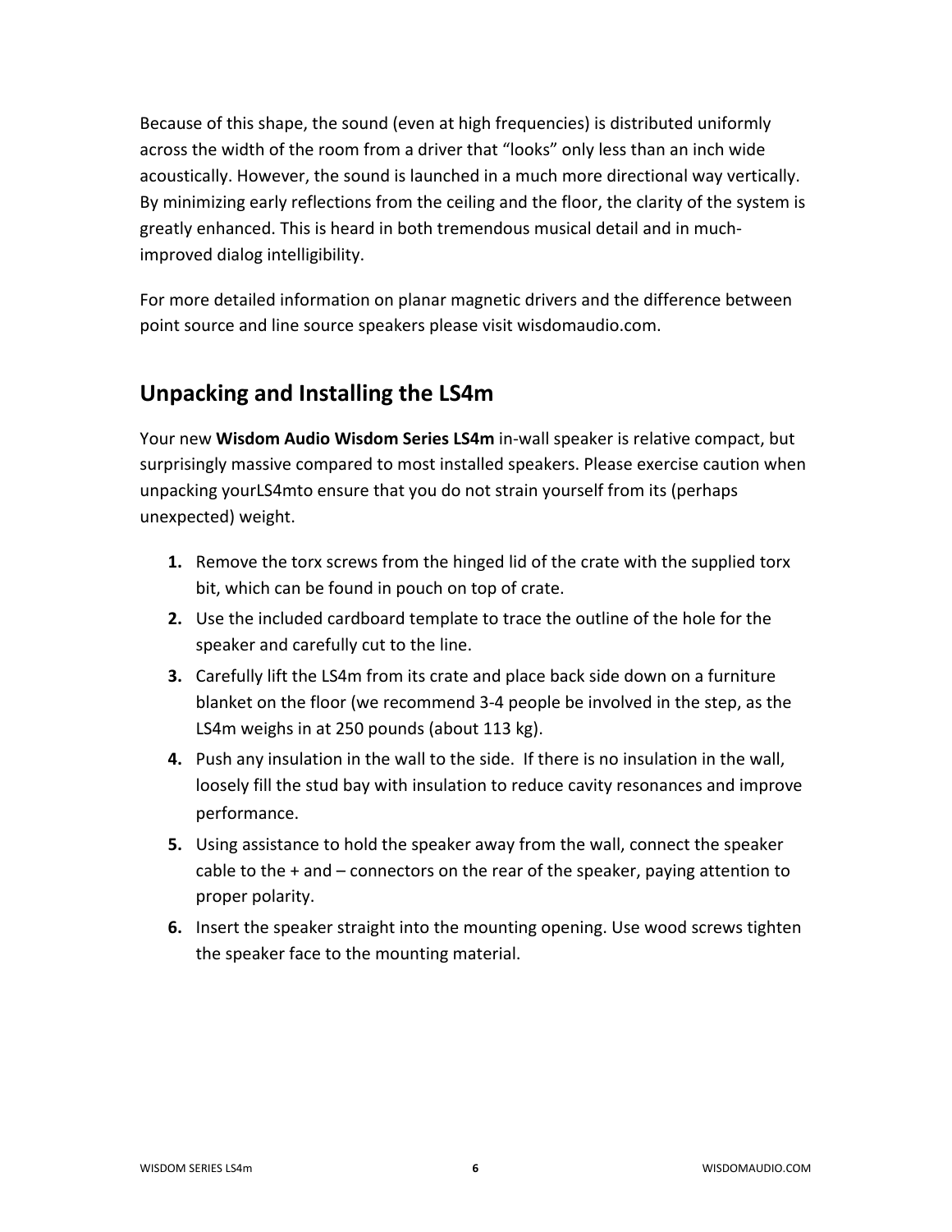Because of this shape, the sound (even at high frequencies) is distributed uniformly across the width of the room from a driver that "looks" only less than an inch wide acoustically. However, the sound is launched in a much more directional way vertically. By minimizing early reflections from the ceiling and the floor, the clarity of the system is greatly enhanced. This is heard in both tremendous musical detail and in much-improved dialog intelligibility.

For more detailed information on planar magnetic drivers and the difference between point source and line source speakers please visit wisdomaudio.com.

## Unpacking and Installing the LS4m

Your new **Wisdom Audio Wisdom Series LS4m** in-wall speaker is relative compact, but surprisingly massive compared to most installed speakers. Please exercise caution when unpacking yourLS4mto ensure that you do not strain yourself from its (perhaps unexpected) weight.

1. Remove the torx screws from the hinged lid of the crate with the supplied torx bit, which can be found in pouch on top of crate.
2. Use the included cardboard template to trace the outline of the hole for the speaker and carefully cut to the line.
3. Carefully lift the LS4m from its crate and place back side down on a furniture blanket on the floor (we recommend 3-4 people be involved in the step, as the LS4m weighs in at 250 pounds (about 113 kg).
4. Push any insulation in the wall to the side. If there is no insulation in the wall, loosely fill the stud bay with insulation to reduce cavity resonances and improve performance.
5. Using assistance to hold the speaker away from the wall, connect the speaker cable to the + and – connectors on the rear of the speaker, paying attention to proper polarity.
6. Insert the speaker straight into the mounting opening. Use wood screws tighten the speaker face to the mounting material.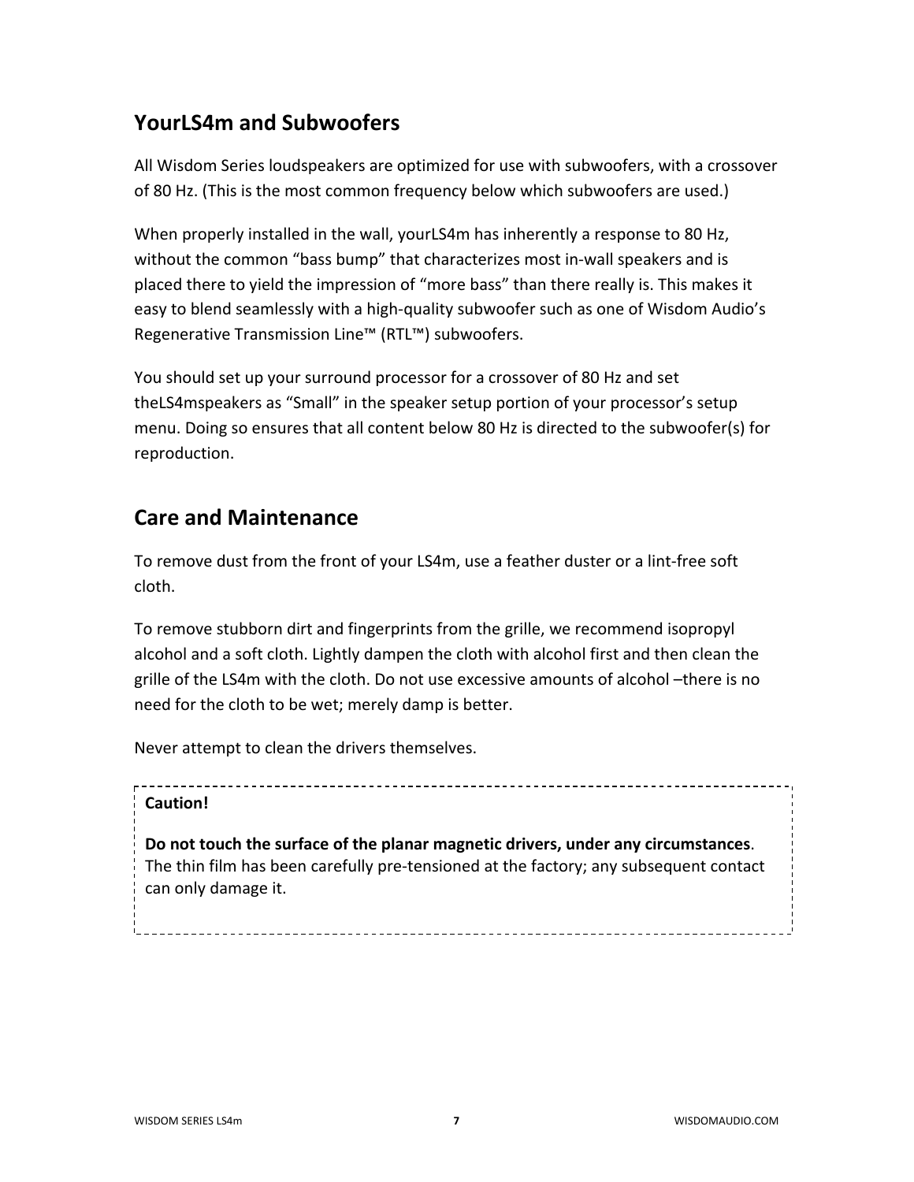## YourLS4m and Subwoofers

All Wisdom Series loudspeakers are optimized for use with subwoofers, with a crossover of 80 Hz. (This is the most common frequency below which subwoofers are used.)

When properly installed in the wall, yourLS4m has inherently a response to 80 Hz, without the common "bass bump" that characterizes most in-wall speakers and is placed there to yield the impression of "more bass" than there really is. This makes it easy to blend seamlessly with a high-quality subwoofer such as one of Wisdom Audio's Regenerative Transmission Line™ (RTL™) subwoofers.

You should set up your surround processor for a crossover of 80 Hz and set theLS4mspeakers as "Small" in the speaker setup portion of your processor's setup menu. Doing so ensures that all content below 80 Hz is directed to the subwoofer(s) for reproduction.

## Care and Maintenance

To remove dust from the front of your LS4m, use a feather duster or a lint-free soft cloth.

To remove stubborn dirt and fingerprints from the grille, we recommend isopropyl alcohol and a soft cloth. Lightly dampen the cloth with alcohol first and then clean the grille of the LS4m with the cloth. Do not use excessive amounts of alcohol –there is no need for the cloth to be wet; merely damp is better.

Never attempt to clean the drivers themselves.

**Caution!**

**Do not touch the surface of the planar magnetic drivers, under any circumstances**. The thin film has been carefully pre-tensioned at the factory; any subsequent contact can only damage it.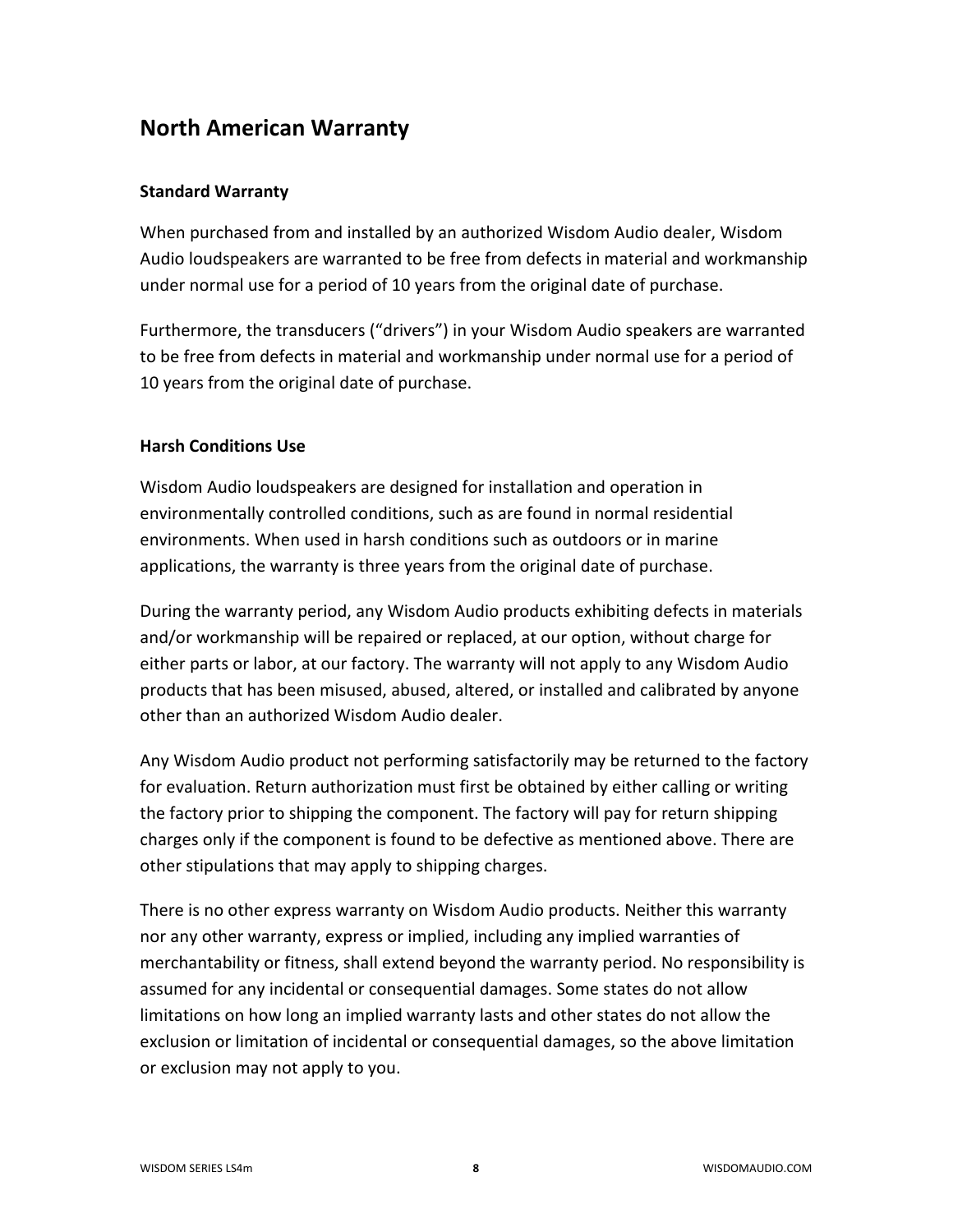## North American Warranty

### Standard Warranty

When purchased from and installed by an authorized Wisdom Audio dealer, Wisdom Audio loudspeakers are warranted to be free from defects in material and workmanship under normal use for a period of 10 years from the original date of purchase.

Furthermore, the transducers ("drivers") in your Wisdom Audio speakers are warranted to be free from defects in material and workmanship under normal use for a period of 10 years from the original date of purchase.

### Harsh Conditions Use

Wisdom Audio loudspeakers are designed for installation and operation in environmentally controlled conditions, such as are found in normal residential environments. When used in harsh conditions such as outdoors or in marine applications, the warranty is three years from the original date of purchase.

During the warranty period, any Wisdom Audio products exhibiting defects in materials and/or workmanship will be repaired or replaced, at our option, without charge for either parts or labor, at our factory. The warranty will not apply to any Wisdom Audio products that has been misused, abused, altered, or installed and calibrated by anyone other than an authorized Wisdom Audio dealer.

Any Wisdom Audio product not performing satisfactorily may be returned to the factory for evaluation. Return authorization must first be obtained by either calling or writing the factory prior to shipping the component. The factory will pay for return shipping charges only if the component is found to be defective as mentioned above. There are other stipulations that may apply to shipping charges.

There is no other express warranty on Wisdom Audio products. Neither this warranty nor any other warranty, express or implied, including any implied warranties of merchantability or fitness, shall extend beyond the warranty period. No responsibility is assumed for any incidental or consequential damages. Some states do not allow limitations on how long an implied warranty lasts and other states do not allow the exclusion or limitation of incidental or consequential damages, so the above limitation or exclusion may not apply to you.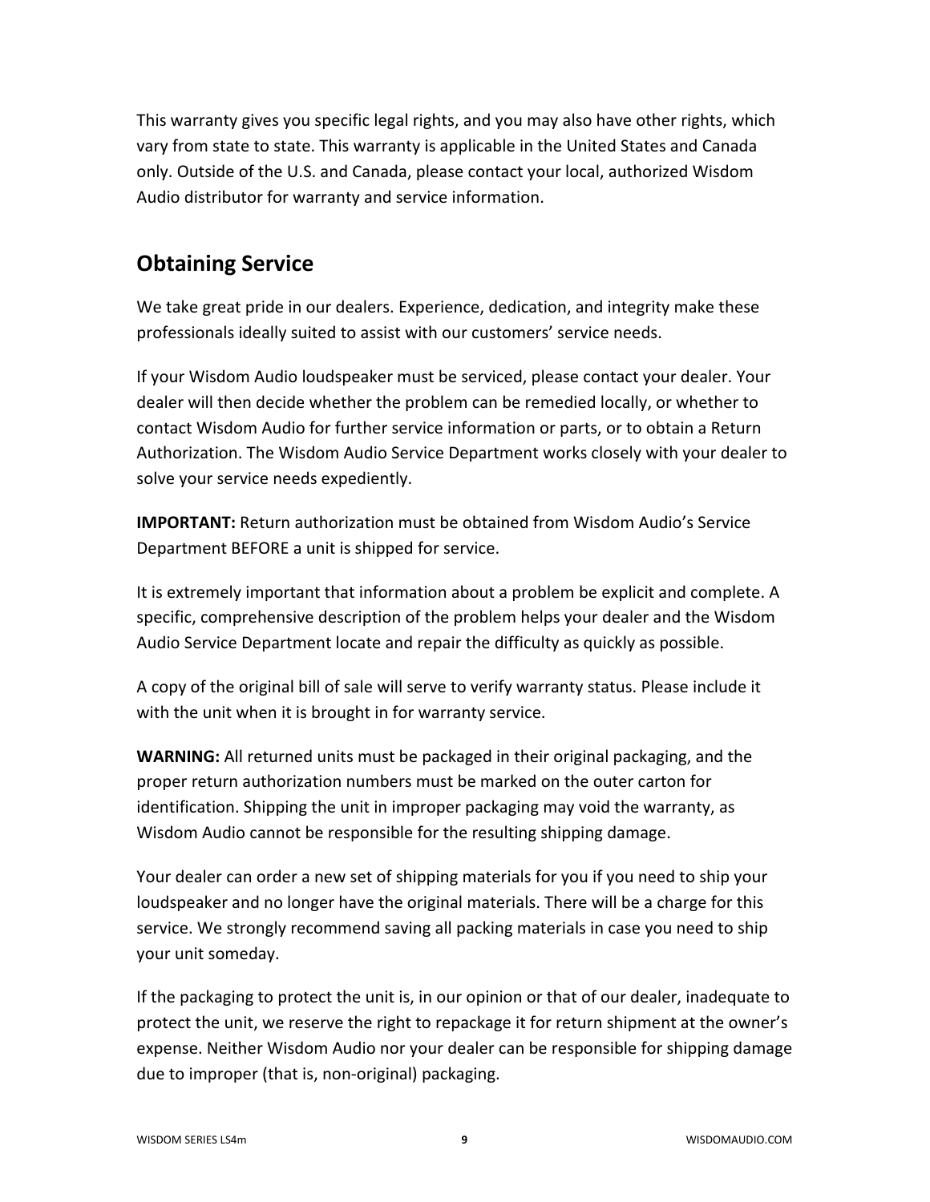This warranty gives you specific legal rights, and you may also have other rights, which vary from state to state. This warranty is applicable in the United States and Canada only. Outside of the U.S. and Canada, please contact your local, authorized Wisdom Audio distributor for warranty and service information.

## Obtaining Service

We take great pride in our dealers. Experience, dedication, and integrity make these professionals ideally suited to assist with our customers' service needs.

If your Wisdom Audio loudspeaker must be serviced, please contact your dealer. Your dealer will then decide whether the problem can be remedied locally, or whether to contact Wisdom Audio for further service information or parts, or to obtain a Return Authorization. The Wisdom Audio Service Department works closely with your dealer to solve your service needs expediently.

**IMPORTANT:** Return authorization must be obtained from Wisdom Audio's Service Department BEFORE a unit is shipped for service.

It is extremely important that information about a problem be explicit and complete. A specific, comprehensive description of the problem helps your dealer and the Wisdom Audio Service Department locate and repair the difficulty as quickly as possible.

A copy of the original bill of sale will serve to verify warranty status. Please include it with the unit when it is brought in for warranty service.

**WARNING:** All returned units must be packaged in their original packaging, and the proper return authorization numbers must be marked on the outer carton for identification. Shipping the unit in improper packaging may void the warranty, as Wisdom Audio cannot be responsible for the resulting shipping damage.

Your dealer can order a new set of shipping materials for you if you need to ship your loudspeaker and no longer have the original materials. There will be a charge for this service. We strongly recommend saving all packing materials in case you need to ship your unit someday.

If the packaging to protect the unit is, in our opinion or that of our dealer, inadequate to protect the unit, we reserve the right to repackage it for return shipment at the owner's expense. Neither Wisdom Audio nor your dealer can be responsible for shipping damage due to improper (that is, non-original) packaging.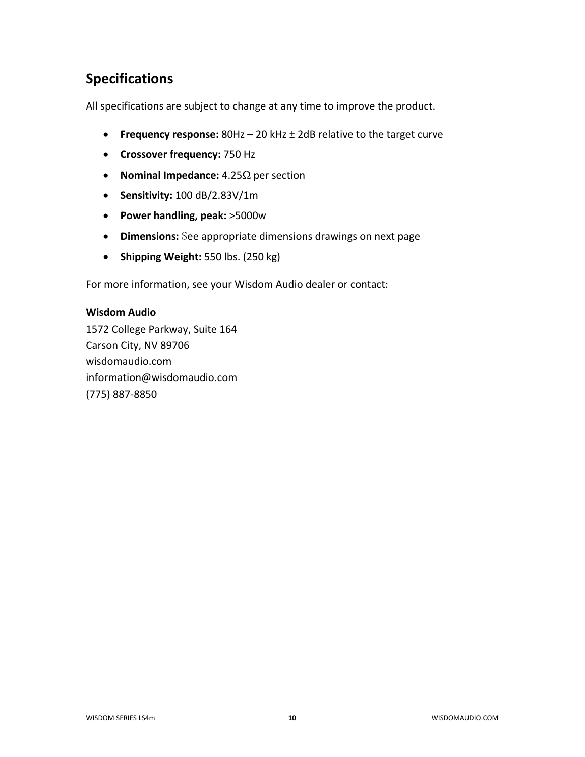## Specifications

All specifications are subject to change at any time to improve the product.

- **Frequency response:** 80Hz – 20 kHz ± 2dB relative to the target curve
- **Crossover frequency:** 750 Hz
- **Nominal Impedance:** 4.25Ω per section
- **Sensitivity:** 100 dB/2.83V/1m
- **Power handling, peak:** >5000w
- **Dimensions:** See appropriate dimensions drawings on next page
- **Shipping Weight:** 550 lbs. (250 kg)

For more information, see your Wisdom Audio dealer or contact:

**Wisdom Audio**
1572 College Parkway, Suite 164
Carson City, NV 89706
wisdomaudio.com
information@wisdomaudio.com
(775) 887-8850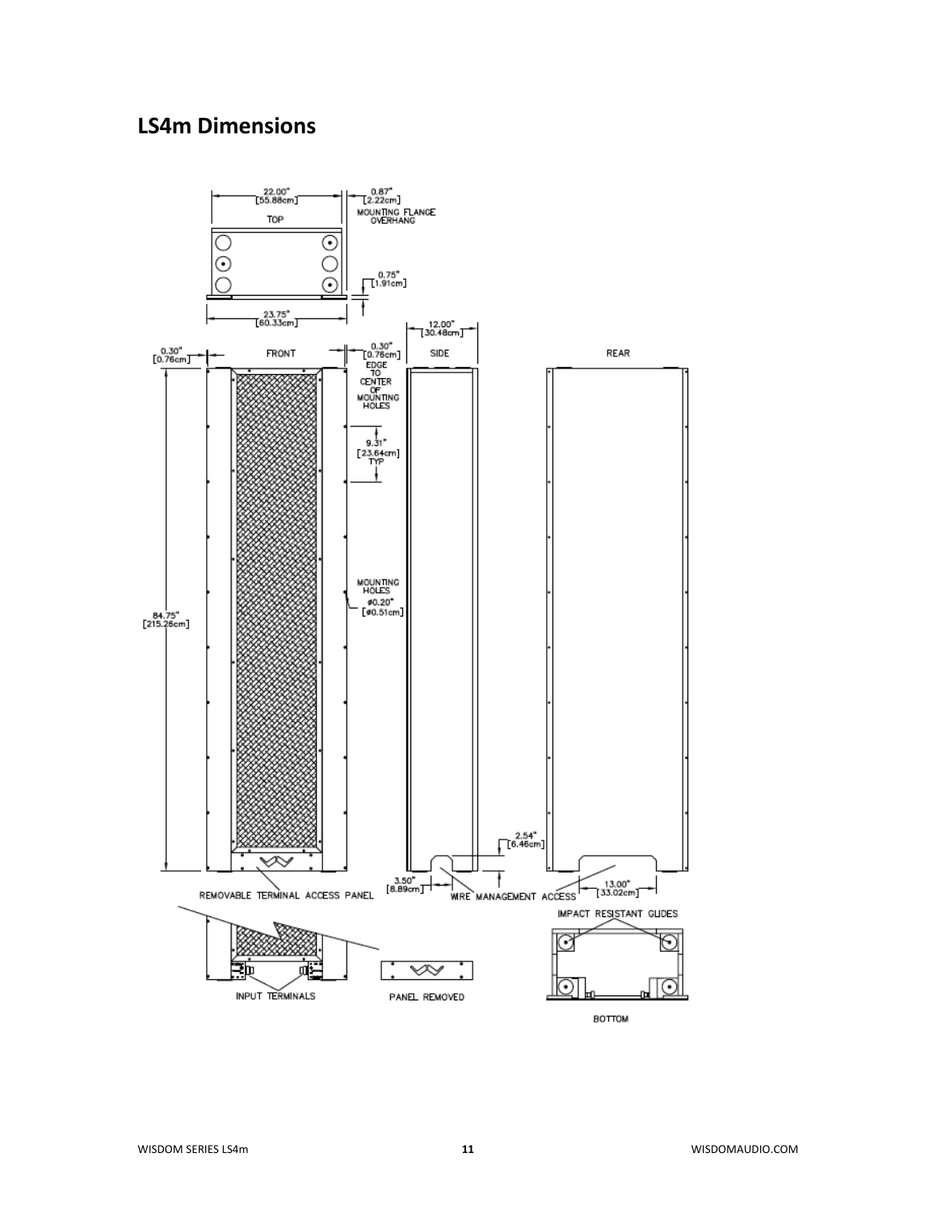# LS4m Dimensions

TOP

22.00" [55.88cm]

0.87" [2.22cm] MOUNTING FLANGE OVERHANG

0.75" [1.91cm]

23.75" [60.33cm]

FRONT

0.30" [0.76cm]

0.30" [0.76cm] EDGE TO CENTER OF MOUNTING HOLES

9.31" [23.64cm] TYP

MOUNTING HOLES ø0.20" [ø0.51cm]

84.75" [215.26cm]

REMOVABLE TERMINAL ACCESS PANEL

SIDE

12.00" [30.48cm]

2.54" [6.46cm]

3.50" [8.89cm]

WIRE MANAGEMENT ACCESS

REAR

13.00" [33.02cm]

INPUT TERMINALS

PANEL REMOVED

IMPACT RESISTANT GUIDES

BOTTOM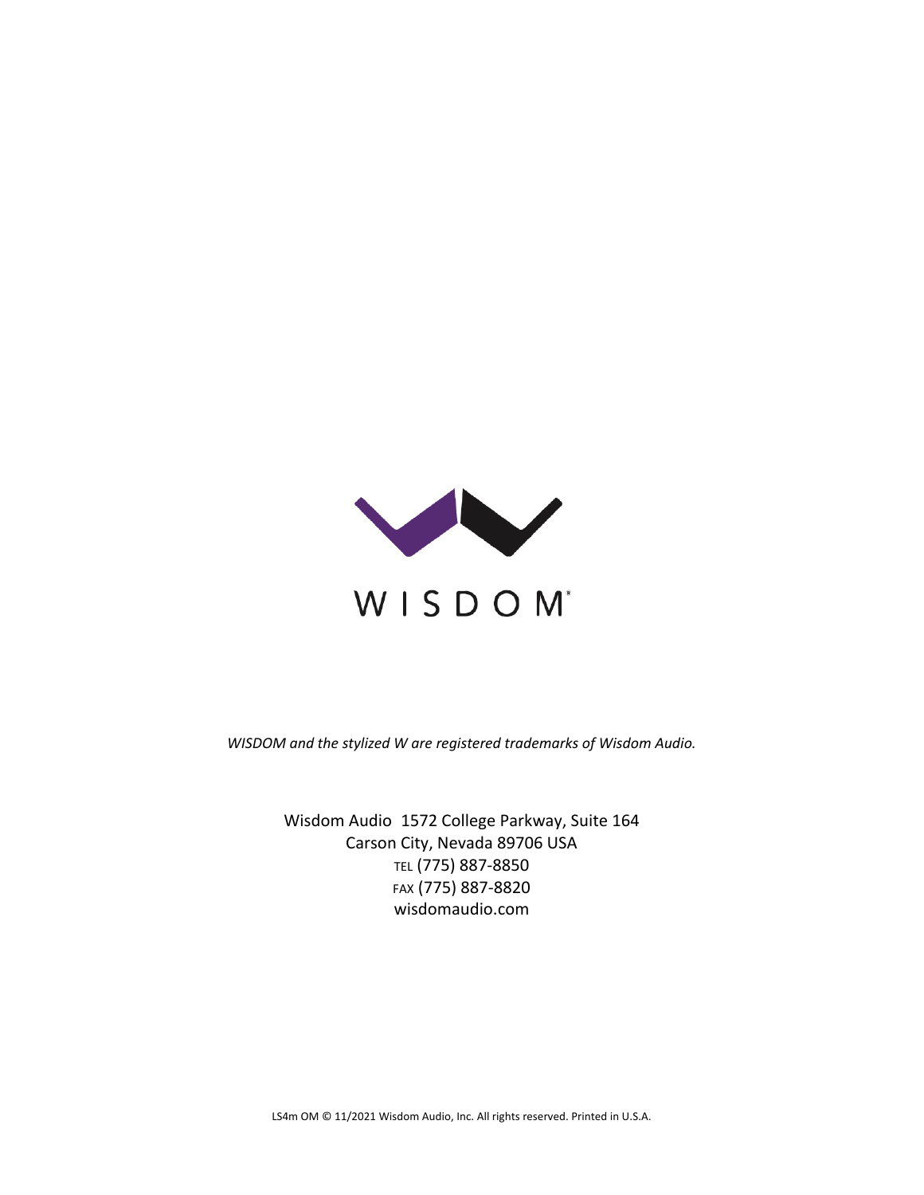WISDOM®

*WISDOM and the stylized W are registered trademarks of Wisdom Audio.*

Wisdom Audio 1572 College Parkway, Suite 164
Carson City, Nevada 89706 USA
TEL (775) 887-8850
FAX (775) 887-8820
wisdomaudio.com

LS4m OM © 11/2021 Wisdom Audio, Inc. All rights reserved. Printed in U.S.A.